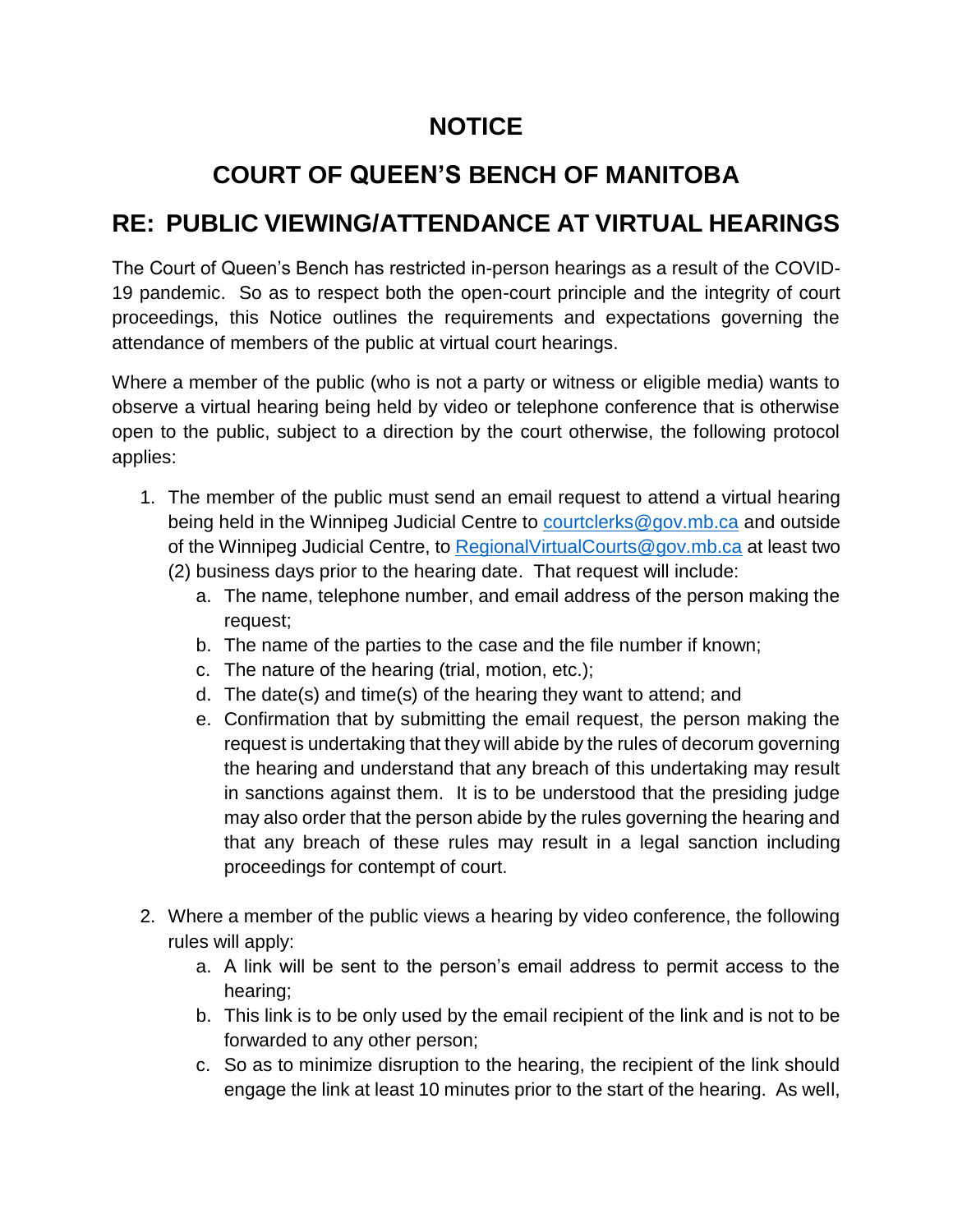# NOTICE

# COURT OF QUEEN'S BENCH OF MANITOBA

## RE: PUBLIC VIEWING/ATTENDANCE AT VIRTUAL HEARINGS

The Court of Queen's Bench has restricted in-person hearings as a result of the COVID-19 pandemic. So as to respect both the open-court principle and the integrity of court proceedings, this Notice outlines the requirements and expectations governing the attendance of members of the public at virtual court hearings.

Where a member of the public (who is not a party or witness or eligible media) wants to observe a virtual hearing being held by video or telephone conference that is otherwise open to the public, subject to a direction by the court otherwise, the following protocol applies:

1. The member of the public must send an email request to attend a virtual hearing being held in the Winnipeg Judicial Centre to courtclerks@gov.mb.ca and outside of the Winnipeg Judicial Centre, to RegionalVirtualCourts@gov.mb.ca at least two (2) business days prior to the hearing date. That request will include:
   a. The name, telephone number, and email address of the person making the request;
   b. The name of the parties to the case and the file number if known;
   c. The nature of the hearing (trial, motion, etc.);
   d. The date(s) and time(s) of the hearing they want to attend; and
   e. Confirmation that by submitting the email request, the person making the request is undertaking that they will abide by the rules of decorum governing the hearing and understand that any breach of this undertaking may result in sanctions against them. It is to be understood that the presiding judge may also order that the person abide by the rules governing the hearing and that any breach of these rules may result in a legal sanction including proceedings for contempt of court.

2. Where a member of the public views a hearing by video conference, the following rules will apply:
   a. A link will be sent to the person's email address to permit access to the hearing;
   b. This link is to be only used by the email recipient of the link and is not to be forwarded to any other person;
   c. So as to minimize disruption to the hearing, the recipient of the link should engage the link at least 10 minutes prior to the start of the hearing. As well,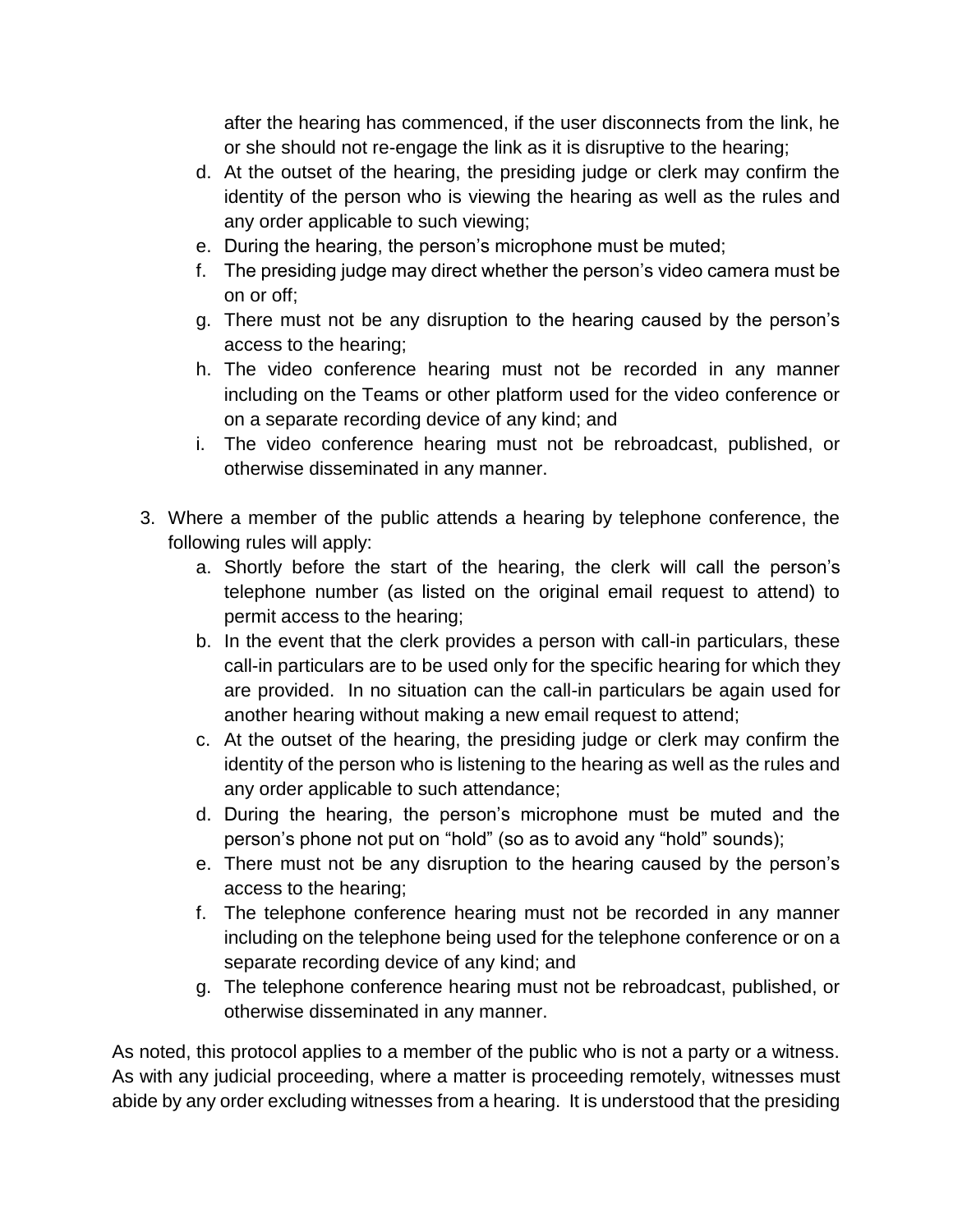after the hearing has commenced, if the user disconnects from the link, he or she should not re-engage the link as it is disruptive to the hearing;

d. At the outset of the hearing, the presiding judge or clerk may confirm the identity of the person who is viewing the hearing as well as the rules and any order applicable to such viewing;
e. During the hearing, the person's microphone must be muted;
f. The presiding judge may direct whether the person's video camera must be on or off;
g. There must not be any disruption to the hearing caused by the person's access to the hearing;
h. The video conference hearing must not be recorded in any manner including on the Teams or other platform used for the video conference or on a separate recording device of any kind; and
i. The video conference hearing must not be rebroadcast, published, or otherwise disseminated in any manner.

3. Where a member of the public attends a hearing by telephone conference, the following rules will apply:
   a. Shortly before the start of the hearing, the clerk will call the person's telephone number (as listed on the original email request to attend) to permit access to the hearing;
   b. In the event that the clerk provides a person with call-in particulars, these call-in particulars are to be used only for the specific hearing for which they are provided. In no situation can the call-in particulars be again used for another hearing without making a new email request to attend;
   c. At the outset of the hearing, the presiding judge or clerk may confirm the identity of the person who is listening to the hearing as well as the rules and any order applicable to such attendance;
   d. During the hearing, the person's microphone must be muted and the person's phone not put on "hold" (so as to avoid any "hold" sounds);
   e. There must not be any disruption to the hearing caused by the person's access to the hearing;
   f. The telephone conference hearing must not be recorded in any manner including on the telephone being used for the telephone conference or on a separate recording device of any kind; and
   g. The telephone conference hearing must not be rebroadcast, published, or otherwise disseminated in any manner.

As noted, this protocol applies to a member of the public who is not a party or a witness. As with any judicial proceeding, where a matter is proceeding remotely, witnesses must abide by any order excluding witnesses from a hearing. It is understood that the presiding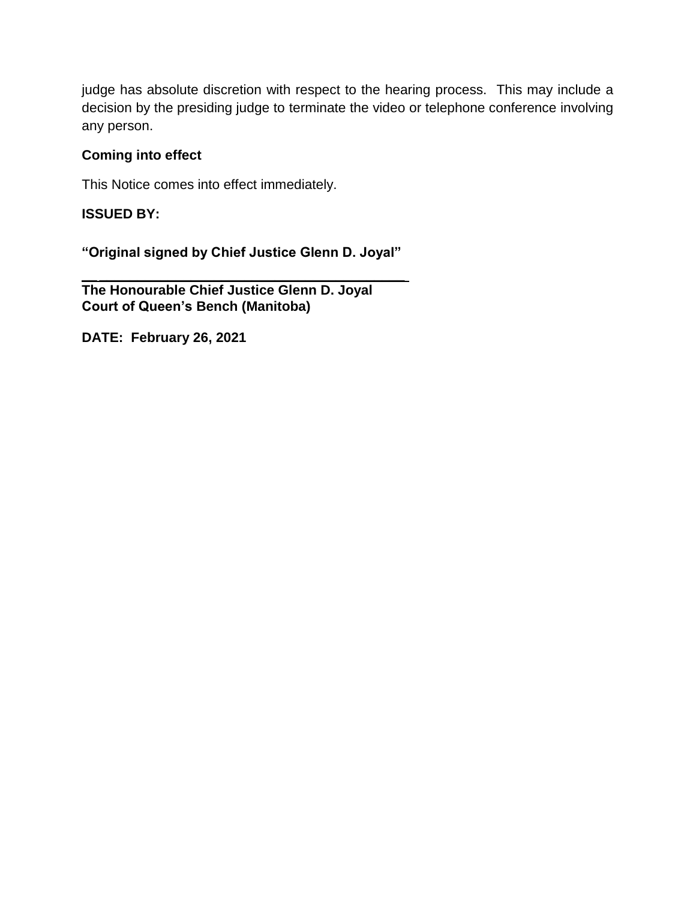judge has absolute discretion with respect to the hearing process. This may include a decision by the presiding judge to terminate the video or telephone conference involving any person.

**Coming into effect**

This Notice comes into effect immediately.

**ISSUED BY:**

**"Original signed by Chief Justice Glenn D. Joyal"**

**The Honourable Chief Justice Glenn D. Joyal**
**Court of Queen's Bench (Manitoba)**

**DATE: February 26, 2021**